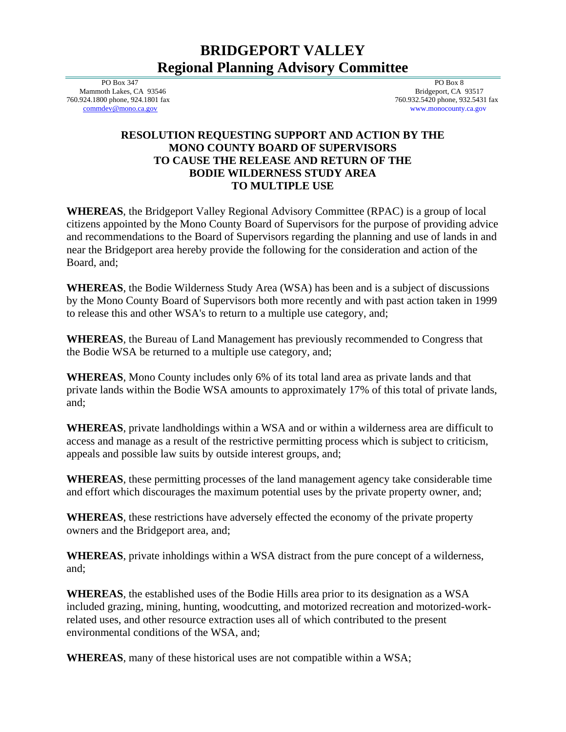# BRIDGEPORT VALLEY
# Regional Planning Advisory Committee

PO Box 347
Mammoth Lakes, CA 93546
760.924.1800 phone, 924.1801 fax
commdev@mono.ca.gov

PO Box 8
Bridgeport, CA 93517
760.932.5420 phone, 932.5431 fax
www.monocounty.ca.gov

## RESOLUTION REQUESTING SUPPORT AND ACTION BY THE MONO COUNTY BOARD OF SUPERVISORS TO CAUSE THE RELEASE AND RETURN OF THE BODIE WILDERNESS STUDY AREA TO MULTIPLE USE

**WHEREAS**, the Bridgeport Valley Regional Advisory Committee (RPAC) is a group of local citizens appointed by the Mono County Board of Supervisors for the purpose of providing advice and recommendations to the Board of Supervisors regarding the planning and use of lands in and near the Bridgeport area hereby provide the following for the consideration and action of the Board, and;

**WHEREAS**, the Bodie Wilderness Study Area (WSA) has been and is a subject of discussions by the Mono County Board of Supervisors both more recently and with past action taken in 1999 to release this and other WSA's to return to a multiple use category, and;

**WHEREAS**, the Bureau of Land Management has previously recommended to Congress that the Bodie WSA be returned to a multiple use category, and;

**WHEREAS**, Mono County includes only 6% of its total land area as private lands and that private lands within the Bodie WSA amounts to approximately 17% of this total of private lands, and;

**WHEREAS**, private landholdings within a WSA and or within a wilderness area are difficult to access and manage as a result of the restrictive permitting process which is subject to criticism, appeals and possible law suits by outside interest groups, and;

**WHEREAS**, these permitting processes of the land management agency take considerable time and effort which discourages the maximum potential uses by the private property owner, and;

**WHEREAS**, these restrictions have adversely effected the economy of the private property owners and the Bridgeport area, and;

**WHEREAS**, private inholdings within a WSA distract from the pure concept of a wilderness, and;

**WHEREAS**, the established uses of the Bodie Hills area prior to its designation as a WSA included grazing, mining, hunting, woodcutting, and motorized recreation and motorized-work-related uses, and other resource extraction uses all of which contributed to the present environmental conditions of the WSA, and;

**WHEREAS**, many of these historical uses are not compatible within a WSA;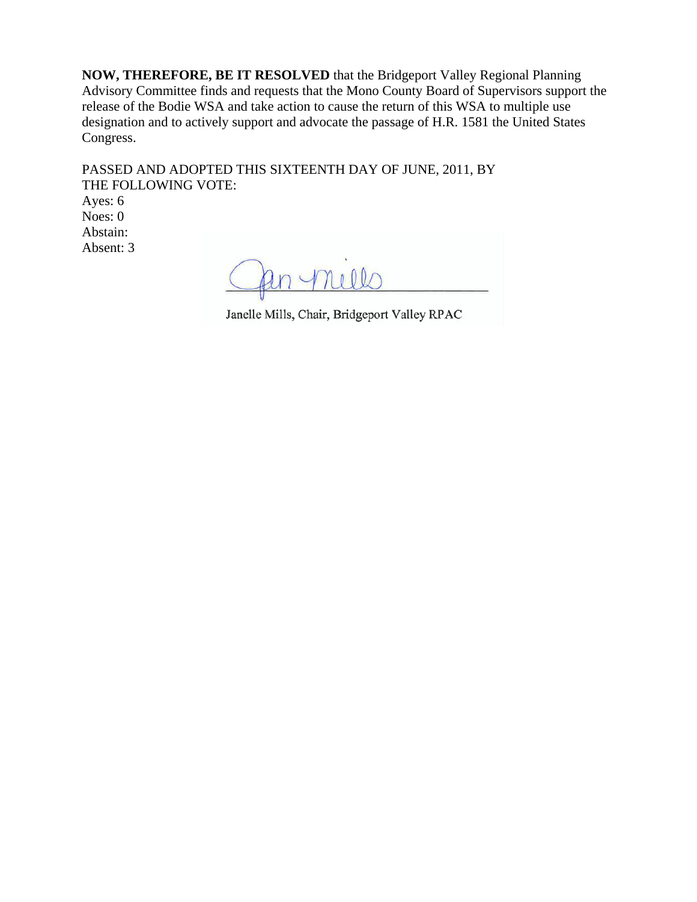**NOW, THEREFORE, BE IT RESOLVED** that the Bridgeport Valley Regional Planning Advisory Committee finds and requests that the Mono County Board of Supervisors support the release of the Bodie WSA and take action to cause the return of this WSA to multiple use designation and to actively support and advocate the passage of H.R. 1581 the United States Congress.

PASSED AND ADOPTED THIS SIXTEENTH DAY OF JUNE, 2011, BY THE FOLLOWING VOTE:
Ayes: 6
Noes: 0
Abstain:
Absent: 3

Jan Mills

Janelle Mills, Chair, Bridgeport Valley RPAC